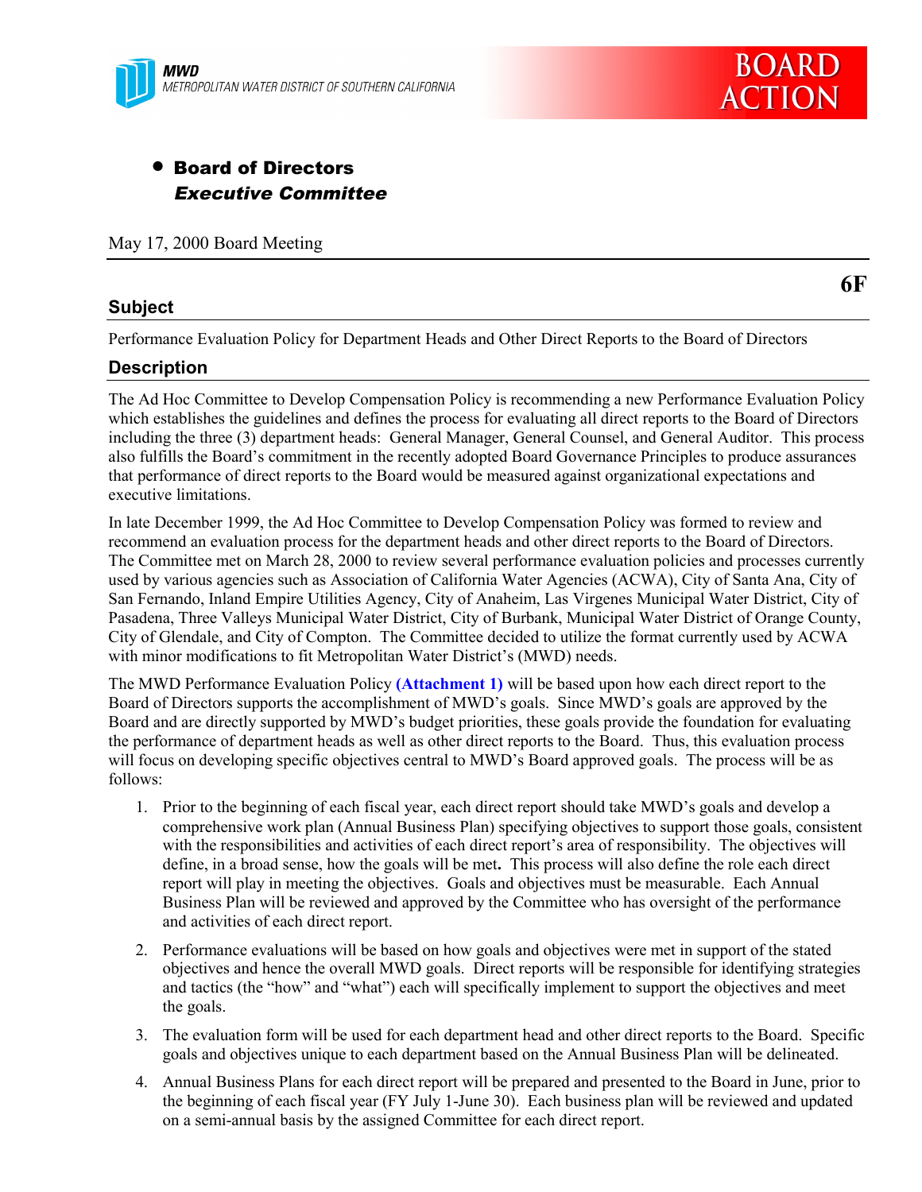MWD
METROPOLITAN WATER DISTRICT OF SOUTHERN CALIFORNIA

BOARD ACTION

- **Board of Directors**
  ***Executive Committee***

May 17, 2000 Board Meeting

**6F**

## Subject

Performance Evaluation Policy for Department Heads and Other Direct Reports to the Board of Directors

## Description

The Ad Hoc Committee to Develop Compensation Policy is recommending a new Performance Evaluation Policy which establishes the guidelines and defines the process for evaluating all direct reports to the Board of Directors including the three (3) department heads: General Manager, General Counsel, and General Auditor. This process also fulfills the Board's commitment in the recently adopted Board Governance Principles to produce assurances that performance of direct reports to the Board would be measured against organizational expectations and executive limitations.

In late December 1999, the Ad Hoc Committee to Develop Compensation Policy was formed to review and recommend an evaluation process for the department heads and other direct reports to the Board of Directors. The Committee met on March 28, 2000 to review several performance evaluation policies and processes currently used by various agencies such as Association of California Water Agencies (ACWA), City of Santa Ana, City of San Fernando, Inland Empire Utilities Agency, City of Anaheim, Las Virgenes Municipal Water District, City of Pasadena, Three Valleys Municipal Water District, City of Burbank, Municipal Water District of Orange County, City of Glendale, and City of Compton. The Committee decided to utilize the format currently used by ACWA with minor modifications to fit Metropolitan Water District's (MWD) needs.

The MWD Performance Evaluation Policy **(Attachment 1)** will be based upon how each direct report to the Board of Directors supports the accomplishment of MWD's goals. Since MWD's goals are approved by the Board and are directly supported by MWD's budget priorities, these goals provide the foundation for evaluating the performance of department heads as well as other direct reports to the Board. Thus, this evaluation process will focus on developing specific objectives central to MWD's Board approved goals. The process will be as follows:

1. Prior to the beginning of each fiscal year, each direct report should take MWD's goals and develop a comprehensive work plan (Annual Business Plan) specifying objectives to support those goals, consistent with the responsibilities and activities of each direct report's area of responsibility. The objectives will define, in a broad sense, how the goals will be met**.** This process will also define the role each direct report will play in meeting the objectives. Goals and objectives must be measurable. Each Annual Business Plan will be reviewed and approved by the Committee who has oversight of the performance and activities of each direct report.

2. Performance evaluations will be based on how goals and objectives were met in support of the stated objectives and hence the overall MWD goals. Direct reports will be responsible for identifying strategies and tactics (the "how" and "what") each will specifically implement to support the objectives and meet the goals.

3. The evaluation form will be used for each department head and other direct reports to the Board. Specific goals and objectives unique to each department based on the Annual Business Plan will be delineated.

4. Annual Business Plans for each direct report will be prepared and presented to the Board in June, prior to the beginning of each fiscal year (FY July 1-June 30). Each business plan will be reviewed and updated on a semi-annual basis by the assigned Committee for each direct report.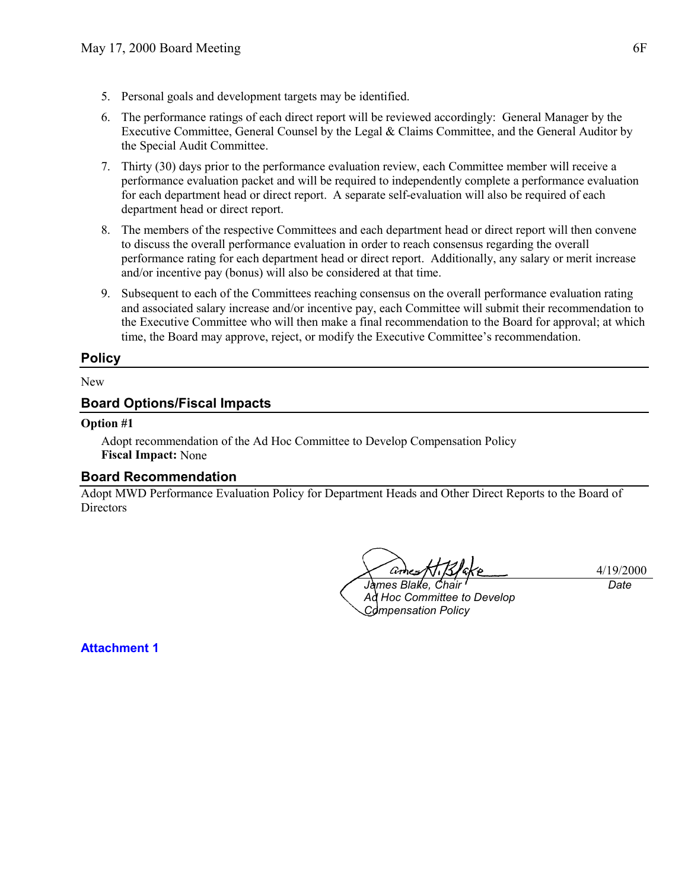5. Personal goals and development targets may be identified.

6. The performance ratings of each direct report will be reviewed accordingly: General Manager by the Executive Committee, General Counsel by the Legal & Claims Committee, and the General Auditor by the Special Audit Committee.

7. Thirty (30) days prior to the performance evaluation review, each Committee member will receive a performance evaluation packet and will be required to independently complete a performance evaluation for each department head or direct report. A separate self-evaluation will also be required of each department head or direct report.

8. The members of the respective Committees and each department head or direct report will then convene to discuss the overall performance evaluation in order to reach consensus regarding the overall performance rating for each department head or direct report. Additionally, any salary or merit increase and/or incentive pay (bonus) will also be considered at that time.

9. Subsequent to each of the Committees reaching consensus on the overall performance evaluation rating and associated salary increase and/or incentive pay, each Committee will submit their recommendation to the Executive Committee who will then make a final recommendation to the Board for approval; at which time, the Board may approve, reject, or modify the Executive Committee's recommendation.

## Policy

New

## Board Options/Fiscal Impacts

**Option #1**

Adopt recommendation of the Ad Hoc Committee to Develop Compensation Policy
**Fiscal Impact:** None

## Board Recommendation

Adopt MWD Performance Evaluation Policy for Department Heads and Other Direct Reports to the Board of Directors

*James Blake, Chair*
*Ad Hoc Committee to Develop Compensation Policy*

4/19/2000
*Date*

**Attachment 1**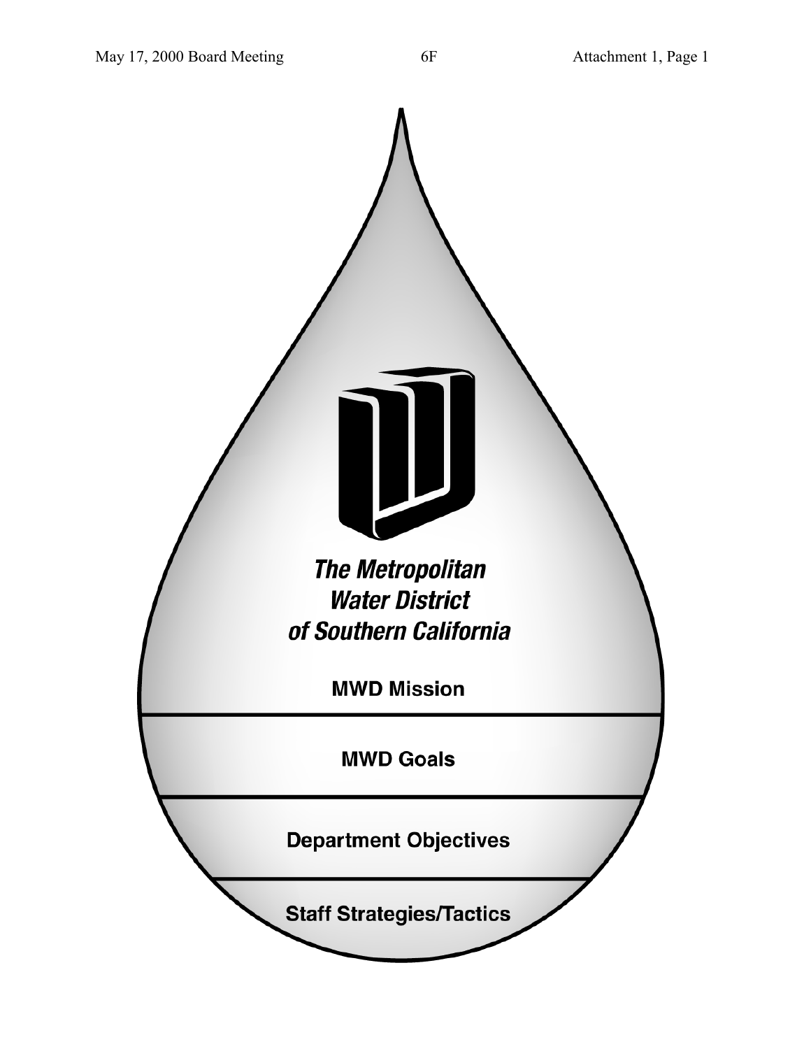The Metropolitan Water District of Southern California

MWD Mission

MWD Goals

Department Objectives

Staff Strategies/Tactics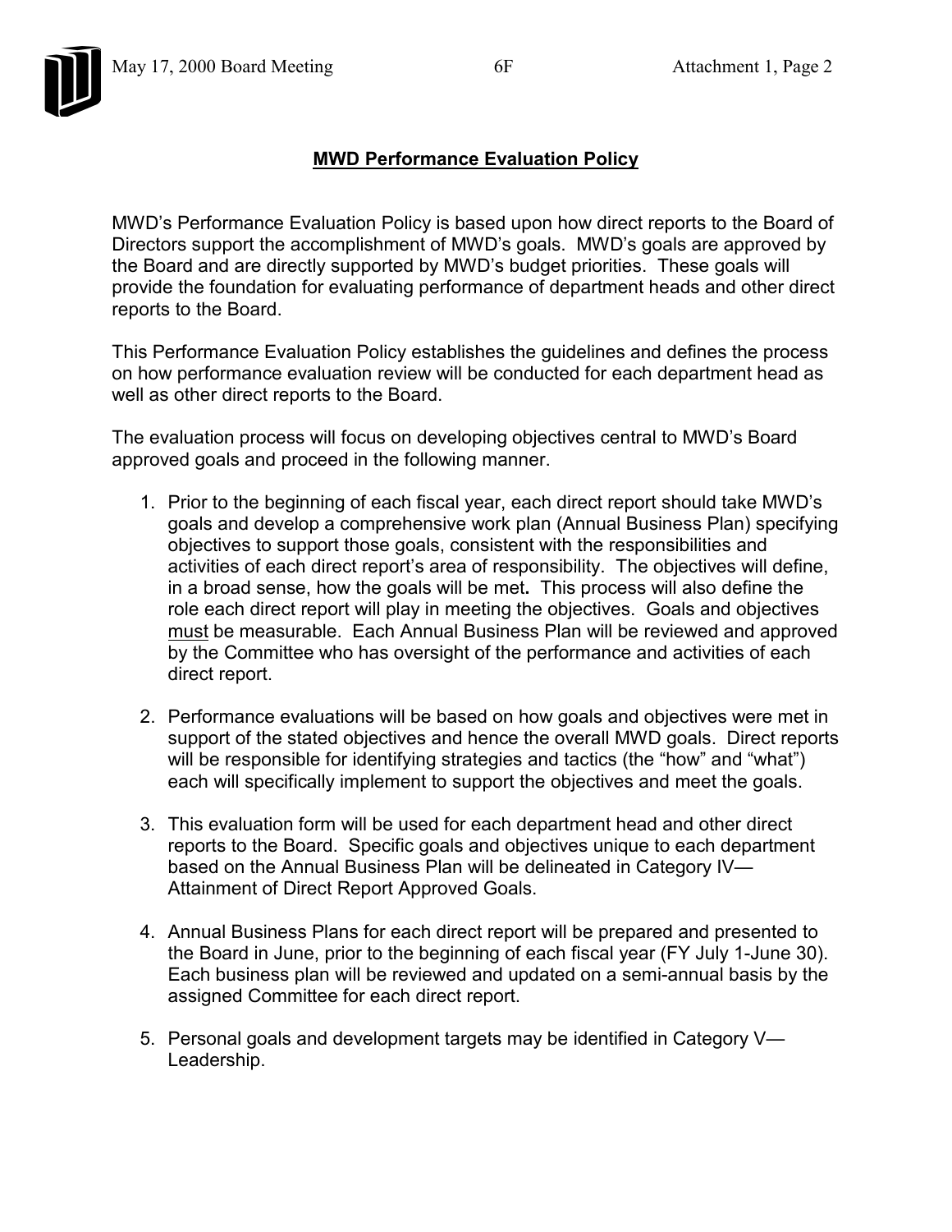# MWD Performance Evaluation Policy

MWD's Performance Evaluation Policy is based upon how direct reports to the Board of Directors support the accomplishment of MWD's goals. MWD's goals are approved by the Board and are directly supported by MWD's budget priorities. These goals will provide the foundation for evaluating performance of department heads and other direct reports to the Board.

This Performance Evaluation Policy establishes the guidelines and defines the process on how performance evaluation review will be conducted for each department head as well as other direct reports to the Board.

The evaluation process will focus on developing objectives central to MWD's Board approved goals and proceed in the following manner.

1. Prior to the beginning of each fiscal year, each direct report should take MWD's goals and develop a comprehensive work plan (Annual Business Plan) specifying objectives to support those goals, consistent with the responsibilities and activities of each direct report's area of responsibility. The objectives will define, in a broad sense, how the goals will be met**.** This process will also define the role each direct report will play in meeting the objectives. Goals and objectives <u>must</u> be measurable. Each Annual Business Plan will be reviewed and approved by the Committee who has oversight of the performance and activities of each direct report.

2. Performance evaluations will be based on how goals and objectives were met in support of the stated objectives and hence the overall MWD goals. Direct reports will be responsible for identifying strategies and tactics (the "how" and "what") each will specifically implement to support the objectives and meet the goals.

3. This evaluation form will be used for each department head and other direct reports to the Board. Specific goals and objectives unique to each department based on the Annual Business Plan will be delineated in Category IV—Attainment of Direct Report Approved Goals.

4. Annual Business Plans for each direct report will be prepared and presented to the Board in June, prior to the beginning of each fiscal year (FY July 1-June 30). Each business plan will be reviewed and updated on a semi-annual basis by the assigned Committee for each direct report.

5. Personal goals and development targets may be identified in Category V—Leadership.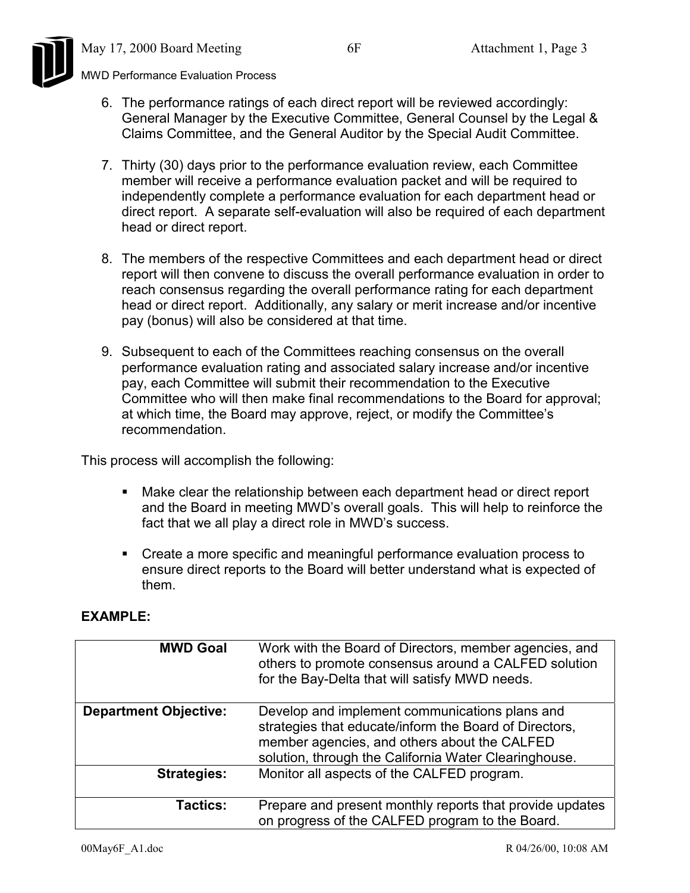6. The performance ratings of each direct report will be reviewed accordingly: General Manager by the Executive Committee, General Counsel by the Legal & Claims Committee, and the General Auditor by the Special Audit Committee.

7. Thirty (30) days prior to the performance evaluation review, each Committee member will receive a performance evaluation packet and will be required to independently complete a performance evaluation for each department head or direct report. A separate self-evaluation will also be required of each department head or direct report.

8. The members of the respective Committees and each department head or direct report will then convene to discuss the overall performance evaluation in order to reach consensus regarding the overall performance rating for each department head or direct report. Additionally, any salary or merit increase and/or incentive pay (bonus) will also be considered at that time.

9. Subsequent to each of the Committees reaching consensus on the overall performance evaluation rating and associated salary increase and/or incentive pay, each Committee will submit their recommendation to the Executive Committee who will then make final recommendations to the Board for approval; at which time, the Board may approve, reject, or modify the Committee's recommendation.

This process will accomplish the following:

- Make clear the relationship between each department head or direct report and the Board in meeting MWD's overall goals. This will help to reinforce the fact that we all play a direct role in MWD's success.
- Create a more specific and meaningful performance evaluation process to ensure direct reports to the Board will better understand what is expected of them.

**EXAMPLE:**

| | |
|---|---|
| **MWD Goal** | Work with the Board of Directors, member agencies, and others to promote consensus around a CALFED solution for the Bay-Delta that will satisfy MWD needs. |
| **Department Objective:** | Develop and implement communications plans and strategies that educate/inform the Board of Directors, member agencies, and others about the CALFED solution, through the California Water Clearinghouse. |
| **Strategies:** | Monitor all aspects of the CALFED program. |
| **Tactics:** | Prepare and present monthly reports that provide updates on progress of the CALFED program to the Board. |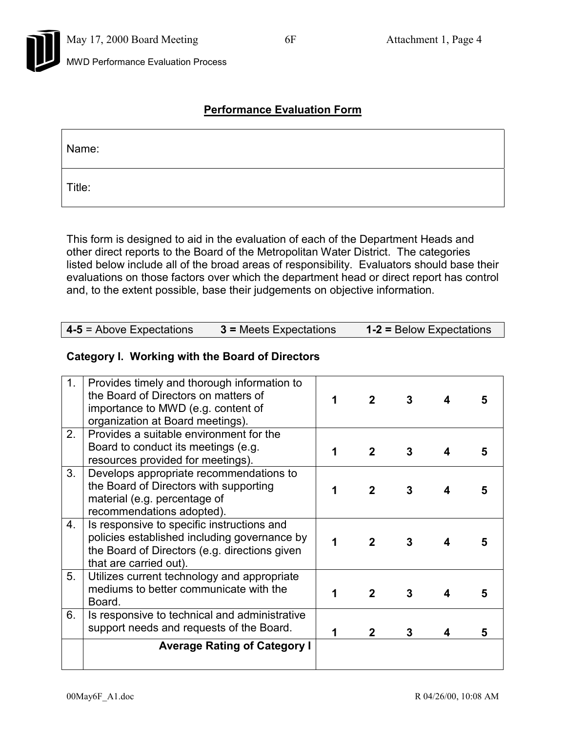## Performance Evaluation Form

| Name: |
|---|
| Title: |

This form is designed to aid in the evaluation of each of the Department Heads and other direct reports to the Board of the Metropolitan Water District. The categories listed below include all of the broad areas of responsibility. Evaluators should base their evaluations on those factors over which the department head or direct report has control and, to the extent possible, base their judgements on objective information.

| **4-5** = Above Expectations | **3 =** Meets Expectations | **1-2 =** Below Expectations |
|---|---|---|

### Category I. Working with the Board of Directors

| | | | | | | |
|---|---|---|---|---|---|---|
| 1. | Provides timely and thorough information to the Board of Directors on matters of importance to MWD (e.g. content of organization at Board meetings). | **1** | **2** | **3** | **4** | **5** |
| 2. | Provides a suitable environment for the Board to conduct its meetings (e.g. resources provided for meetings). | **1** | **2** | **3** | **4** | **5** |
| 3. | Develops appropriate recommendations to the Board of Directors with supporting material (e.g. percentage of recommendations adopted). | **1** | **2** | **3** | **4** | **5** |
| 4. | Is responsive to specific instructions and policies established including governance by the Board of Directors (e.g. directions given that are carried out). | **1** | **2** | **3** | **4** | **5** |
| 5. | Utilizes current technology and appropriate mediums to better communicate with the Board. | **1** | **2** | **3** | **4** | **5** |
| 6. | Is responsive to technical and administrative support needs and requests of the Board. | **1** | **2** | **3** | **4** | **5** |
| | **Average Rating of Category I** | | | | | |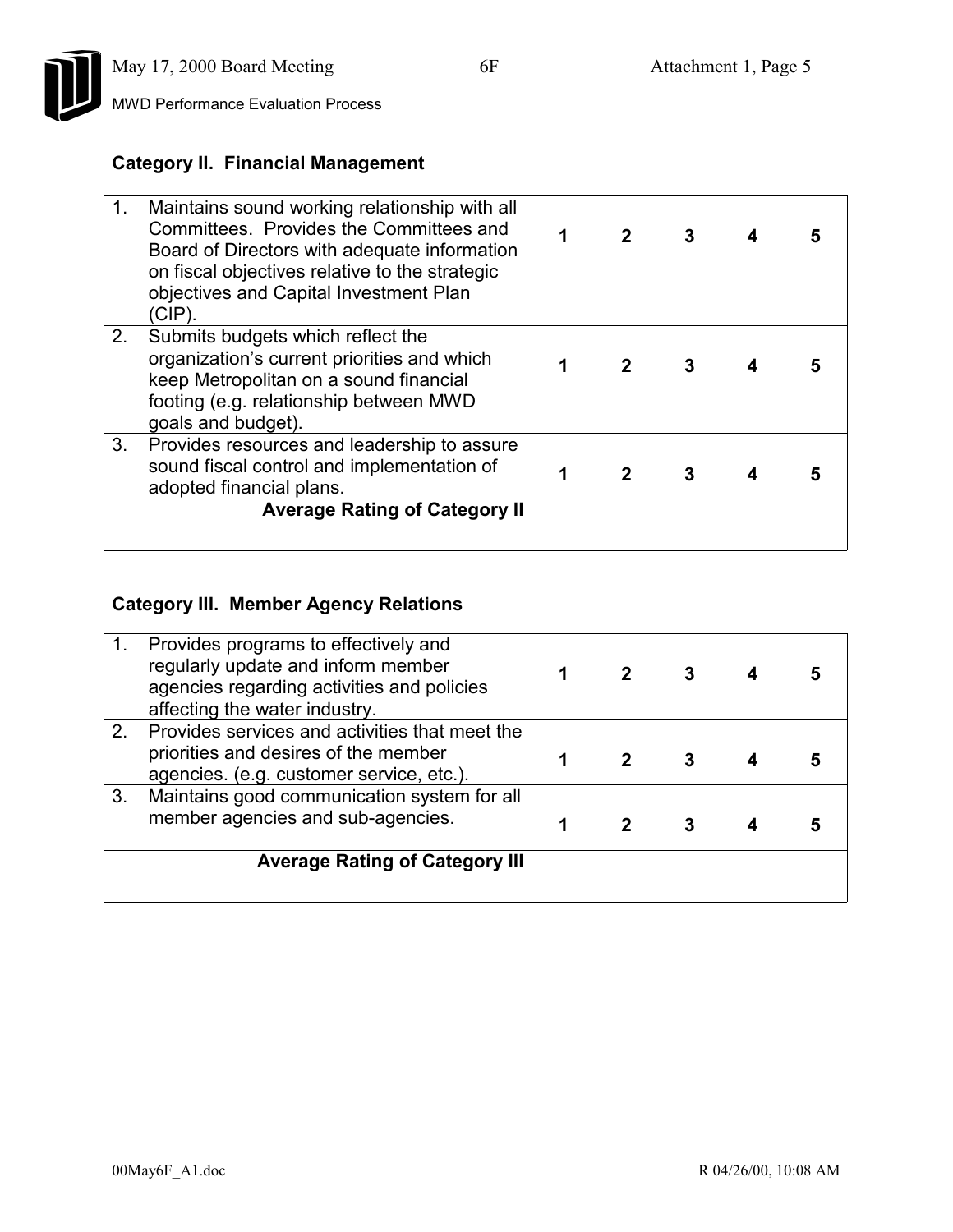### Category II. Financial Management

| | | | | | | |
|---|---|---|---|---|---|---|
| 1. | Maintains sound working relationship with all Committees. Provides the Committees and Board of Directors with adequate information on fiscal objectives relative to the strategic objectives and Capital Investment Plan (CIP). | **1** | **2** | **3** | **4** | **5** |
| 2. | Submits budgets which reflect the organization's current priorities and which keep Metropolitan on a sound financial footing (e.g. relationship between MWD goals and budget). | **1** | **2** | **3** | **4** | **5** |
| 3. | Provides resources and leadership to assure sound fiscal control and implementation of adopted financial plans. | **1** | **2** | **3** | **4** | **5** |
| | **Average Rating of Category II** | | | | | |

### Category III. Member Agency Relations

| | | | | | | |
|---|---|---|---|---|---|---|
| 1. | Provides programs to effectively and regularly update and inform member agencies regarding activities and policies affecting the water industry. | **1** | **2** | **3** | **4** | **5** |
| 2. | Provides services and activities that meet the priorities and desires of the member agencies. (e.g. customer service, etc.). | **1** | **2** | **3** | **4** | **5** |
| 3. | Maintains good communication system for all member agencies and sub-agencies. | **1** | **2** | **3** | **4** | **5** |
| | **Average Rating of Category III** | | | | | |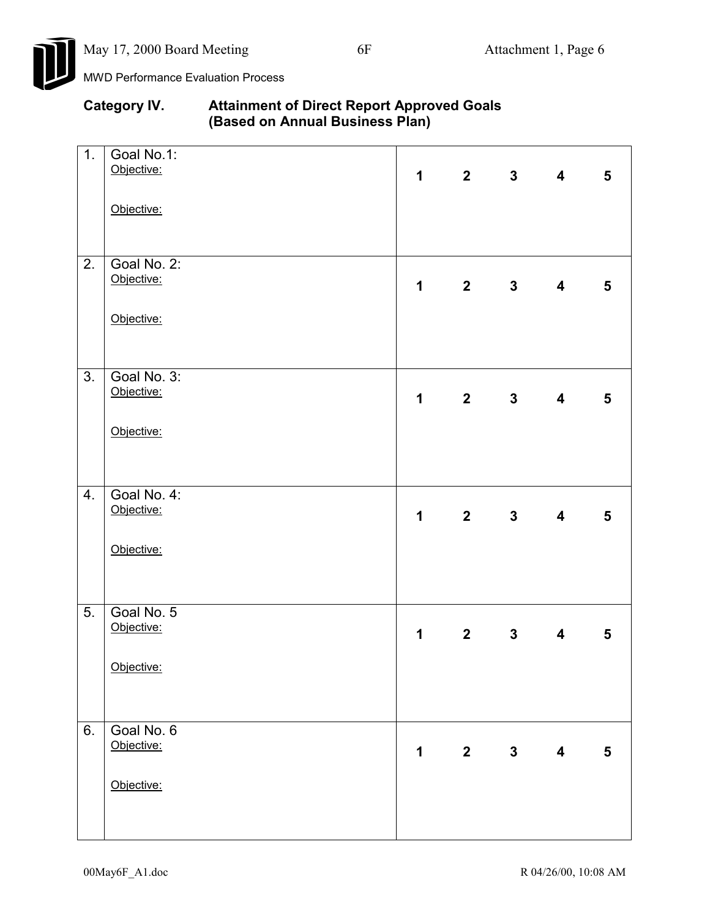MWD Performance Evaluation Process

## Category IV. Attainment of Direct Report Approved Goals (Based on Annual Business Plan)

| | | |
|---|---|---|
| 1. | Goal No.1:<br>Objective:<br><br>Objective: | **1 2 3 4 5** |
| 2. | Goal No. 2:<br>Objective:<br><br>Objective: | **1 2 3 4 5** |
| 3. | Goal No. 3:<br>Objective:<br><br>Objective: | **1 2 3 4 5** |
| 4. | Goal No. 4:<br>Objective:<br><br>Objective: | **1 2 3 4 5** |
| 5. | Goal No. 5<br>Objective:<br><br>Objective: | **1 2 3 4 5** |
| 6. | Goal No. 6<br>Objective:<br><br>Objective: | **1 2 3 4 5** |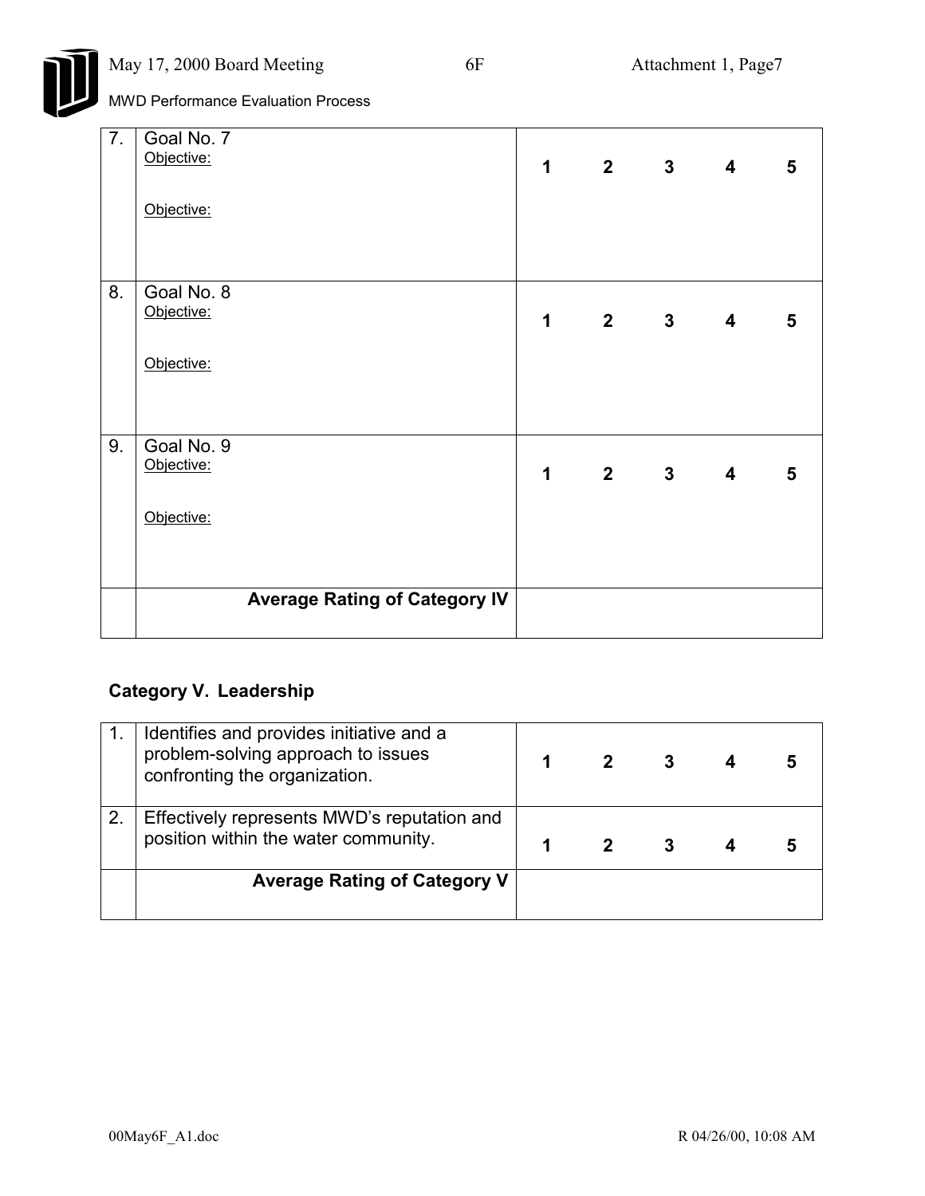| | | | | | | |
|---|---|---|---|---|---|---|
| 7. | Goal No. 7<br>Objective:<br><br>Objective: | **1** | **2** | **3** | **4** | **5** |
| 8. | Goal No. 8<br>Objective:<br><br>Objective: | **1** | **2** | **3** | **4** | **5** |
| 9. | Goal No. 9<br>Objective:<br><br>Objective: | **1** | **2** | **3** | **4** | **5** |
| | **Average Rating of Category IV** | | | | | |

**Category V. Leadership**

| | | | | | | |
|---|---|---|---|---|---|---|
| 1. | Identifies and provides initiative and a problem-solving approach to issues confronting the organization. | **1** | **2** | **3** | **4** | **5** |
| 2. | Effectively represents MWD's reputation and position within the water community. | **1** | **2** | **3** | **4** | **5** |
| | **Average Rating of Category V** | | | | | |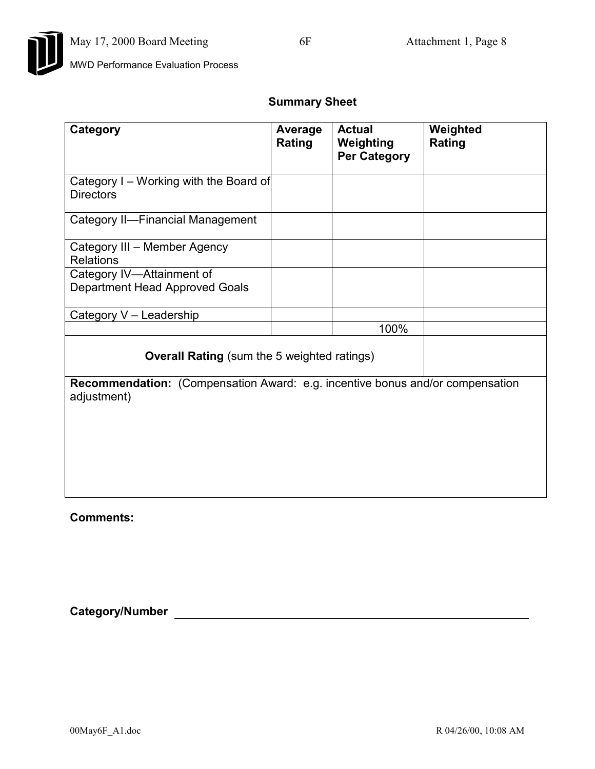## Summary Sheet

| Category | Average Rating | Actual Weighting Per Category | Weighted Rating |
|---|---|---|---|
| Category I – Working with the Board of Directors | | | |
| Category II—Financial Management | | | |
| Category III – Member Agency Relations | | | |
| Category IV—Attainment of Department Head Approved Goals | | | |
| Category V – Leadership | | | |
| | | 100% | |
| **Overall Rating** (sum the 5 weighted ratings) | | | |
| **Recommendation:** (Compensation Award: e.g. incentive bonus and/or compensation adjustment) | | | |

**Comments:**

**Category/Number** \_\_\_\_\_\_\_\_\_\_\_\_\_\_\_\_\_\_\_\_\_\_\_\_\_\_\_\_\_\_\_\_\_\_\_\_\_\_\_\_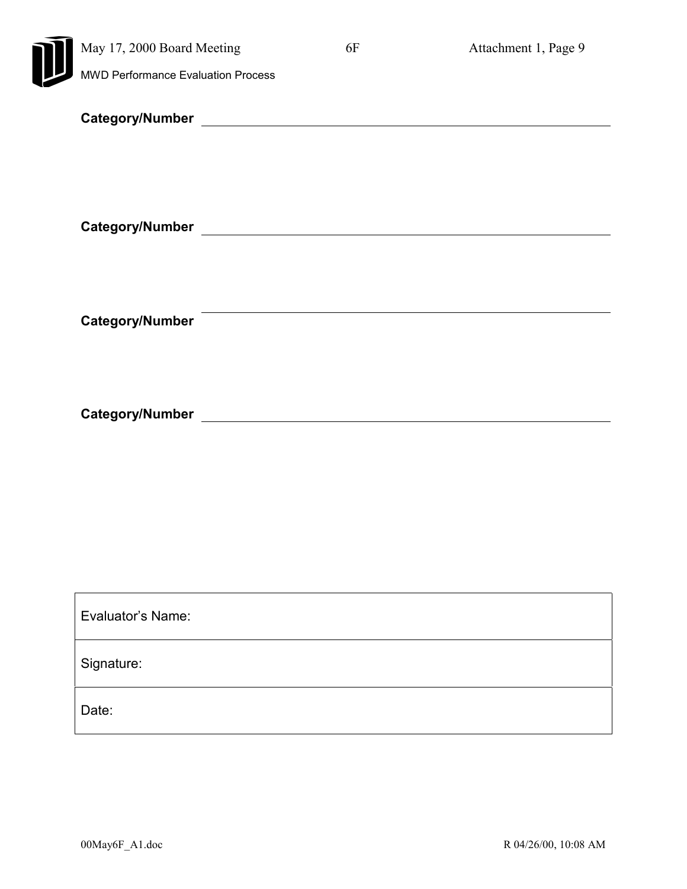**Category/Number** ____________________________________________

**Category/Number** ____________________________________________

**Category/Number** ____________________________________________

**Category/Number** ____________________________________________

| |
|---|
| Evaluator's Name: |
| Signature: |
| Date: |